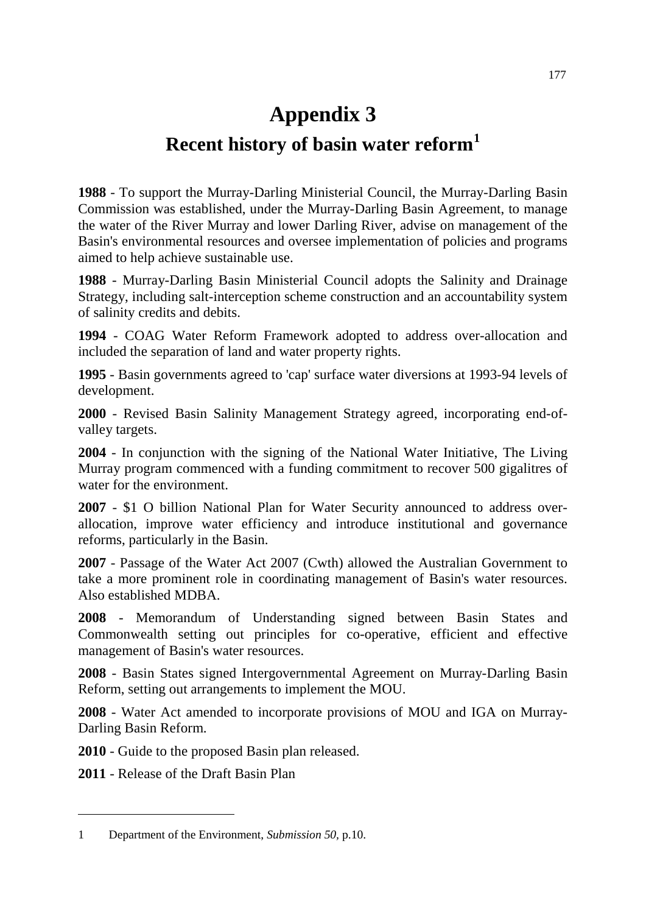# Appendix 3

## Recent history of basin water reform[1]

**1988** - To support the Murray-Darling Ministerial Council, the Murray-Darling Basin Commission was established, under the Murray-Darling Basin Agreement, to manage the water of the River Murray and lower Darling River, advise on management of the Basin's environmental resources and oversee implementation of policies and programs aimed to help achieve sustainable use.

**1988** - Murray-Darling Basin Ministerial Council adopts the Salinity and Drainage Strategy, including salt-interception scheme construction and an accountability system of salinity credits and debits.

**1994** - COAG Water Reform Framework adopted to address over-allocation and included the separation of land and water property rights.

**1995** - Basin governments agreed to 'cap' surface water diversions at 1993-94 levels of development.

**2000** - Revised Basin Salinity Management Strategy agreed, incorporating end-of-valley targets.

**2004** - In conjunction with the signing of the National Water Initiative, The Living Murray program commenced with a funding commitment to recover 500 gigalitres of water for the environment.

**2007** - $1 O billion National Plan for Water Security announced to address over-allocation, improve water efficiency and introduce institutional and governance reforms, particularly in the Basin.

**2007** - Passage of the Water Act 2007 (Cwth) allowed the Australian Government to take a more prominent role in coordinating management of Basin's water resources. Also established MDBA.

**2008** - Memorandum of Understanding signed between Basin States and Commonwealth setting out principles for co-operative, efficient and effective management of Basin's water resources.

**2008** - Basin States signed Intergovernmental Agreement on Murray-Darling Basin Reform, setting out arrangements to implement the MOU.

**2008** - Water Act amended to incorporate provisions of MOU and IGA on Murray-Darling Basin Reform.

**2010** - Guide to the proposed Basin plan released.

**2011** - Release of the Draft Basin Plan

---

1 Department of the Environment, *Submission 50*, p.10.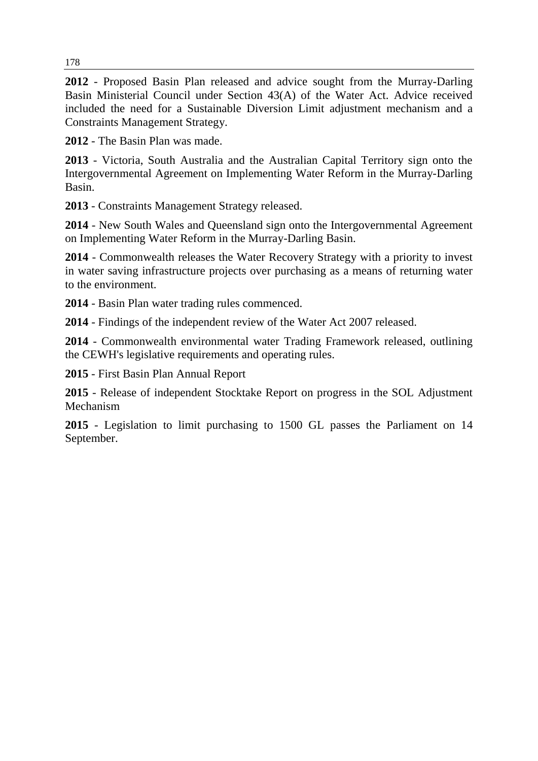**2012** - Proposed Basin Plan released and advice sought from the Murray-Darling Basin Ministerial Council under Section 43(A) of the Water Act. Advice received included the need for a Sustainable Diversion Limit adjustment mechanism and a Constraints Management Strategy.

**2012** - The Basin Plan was made.

**2013** - Victoria, South Australia and the Australian Capital Territory sign onto the Intergovernmental Agreement on Implementing Water Reform in the Murray-Darling Basin.

**2013** - Constraints Management Strategy released.

**2014** - New South Wales and Queensland sign onto the Intergovernmental Agreement on Implementing Water Reform in the Murray-Darling Basin.

**2014** - Commonwealth releases the Water Recovery Strategy with a priority to invest in water saving infrastructure projects over purchasing as a means of returning water to the environment.

**2014** - Basin Plan water trading rules commenced.

**2014** - Findings of the independent review of the Water Act 2007 released.

**2014** - Commonwealth environmental water Trading Framework released, outlining the CEWH's legislative requirements and operating rules.

**2015** - First Basin Plan Annual Report

**2015** - Release of independent Stocktake Report on progress in the SOL Adjustment Mechanism

**2015** - Legislation to limit purchasing to 1500 GL passes the Parliament on 14 September.